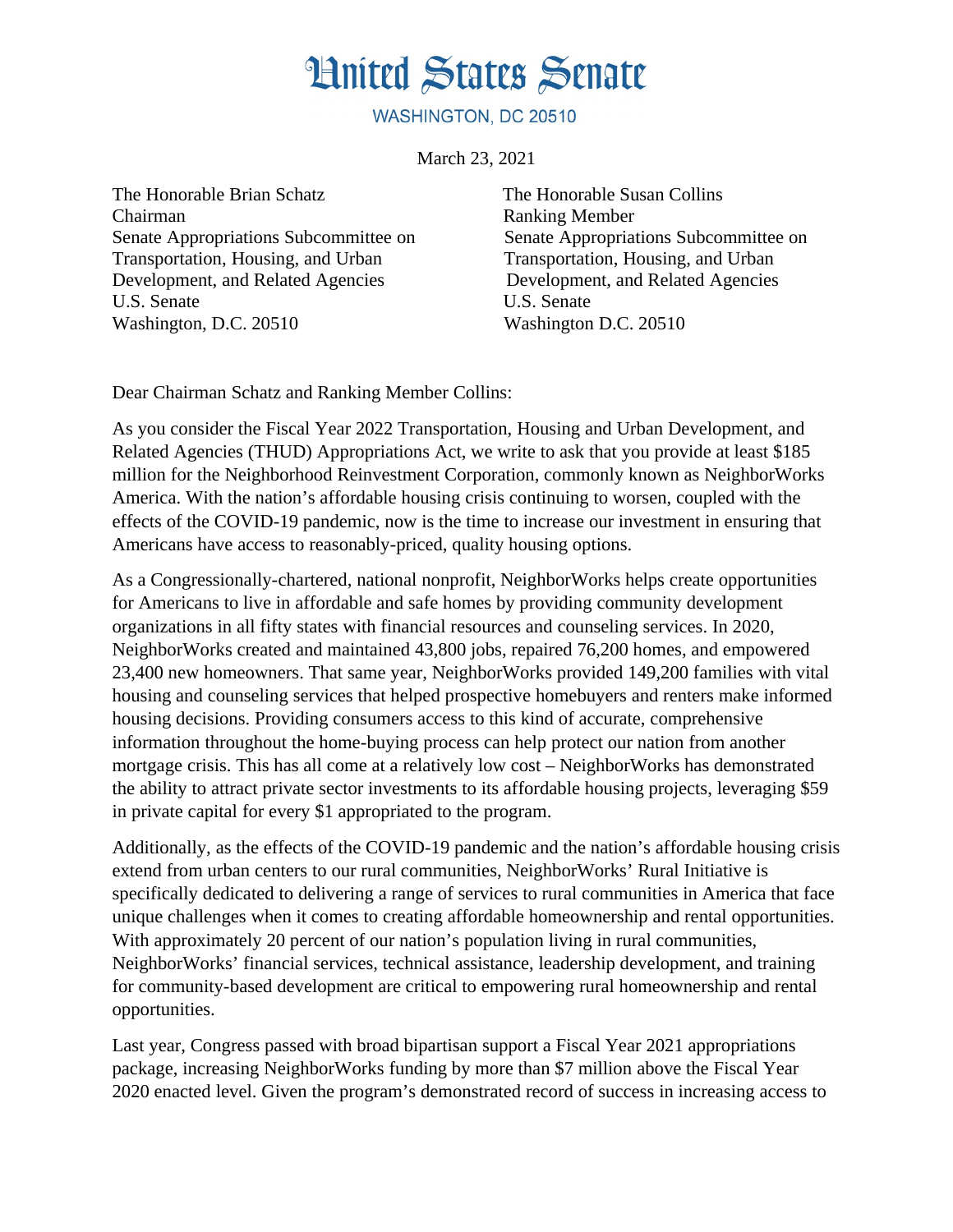# United States Senate

WASHINGTON, DC 20510

March 23, 2021

The Honorable Brian Schatz
Chairman
Senate Appropriations Subcommittee on Transportation, Housing, and Urban Development, and Related Agencies
U.S. Senate
Washington, D.C. 20510

The Honorable Susan Collins
Ranking Member
Senate Appropriations Subcommittee on Transportation, Housing, and Urban Development, and Related Agencies
U.S. Senate
Washington D.C. 20510

Dear Chairman Schatz and Ranking Member Collins:

As you consider the Fiscal Year 2022 Transportation, Housing and Urban Development, and Related Agencies (THUD) Appropriations Act, we write to ask that you provide at least $185 million for the Neighborhood Reinvestment Corporation, commonly known as NeighborWorks America. With the nation's affordable housing crisis continuing to worsen, coupled with the effects of the COVID-19 pandemic, now is the time to increase our investment in ensuring that Americans have access to reasonably-priced, quality housing options.

As a Congressionally-chartered, national nonprofit, NeighborWorks helps create opportunities for Americans to live in affordable and safe homes by providing community development organizations in all fifty states with financial resources and counseling services. In 2020, NeighborWorks created and maintained 43,800 jobs, repaired 76,200 homes, and empowered 23,400 new homeowners. That same year, NeighborWorks provided 149,200 families with vital housing and counseling services that helped prospective homebuyers and renters make informed housing decisions. Providing consumers access to this kind of accurate, comprehensive information throughout the home-buying process can help protect our nation from another mortgage crisis. This has all come at a relatively low cost – NeighborWorks has demonstrated the ability to attract private sector investments to its affordable housing projects, leveraging $59 in private capital for every $1 appropriated to the program.

Additionally, as the effects of the COVID-19 pandemic and the nation's affordable housing crisis extend from urban centers to our rural communities, NeighborWorks' Rural Initiative is specifically dedicated to delivering a range of services to rural communities in America that face unique challenges when it comes to creating affordable homeownership and rental opportunities. With approximately 20 percent of our nation's population living in rural communities, NeighborWorks' financial services, technical assistance, leadership development, and training for community-based development are critical to empowering rural homeownership and rental opportunities.

Last year, Congress passed with broad bipartisan support a Fiscal Year 2021 appropriations package, increasing NeighborWorks funding by more than $7 million above the Fiscal Year 2020 enacted level. Given the program's demonstrated record of success in increasing access to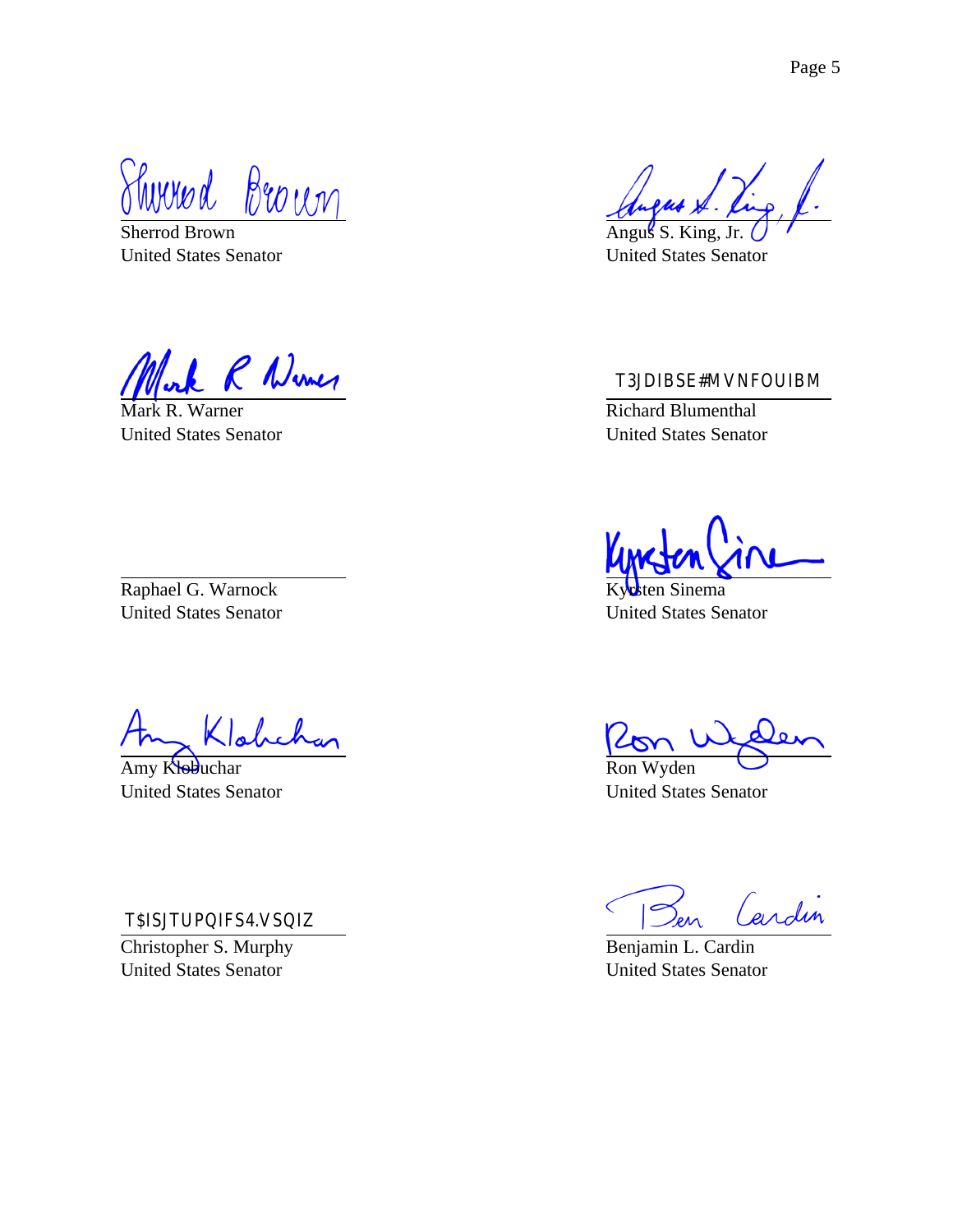Sherrod Brown
United States Senator

Angus S. King, Jr.
United States Senator

Mark R. Warner
United States Senator

T3JDIBSE#MVNFOUIBM

Richard Blumenthal
United States Senator

Raphael G. Warnock
United States Senator

Kyrsten Sinema
United States Senator

Amy Klobuchar
United States Senator

Ron Wyden
United States Senator

T$ISJTUPQIFS4.VSQIZ

Christopher S. Murphy
United States Senator

Benjamin L. Cardin
United States Senator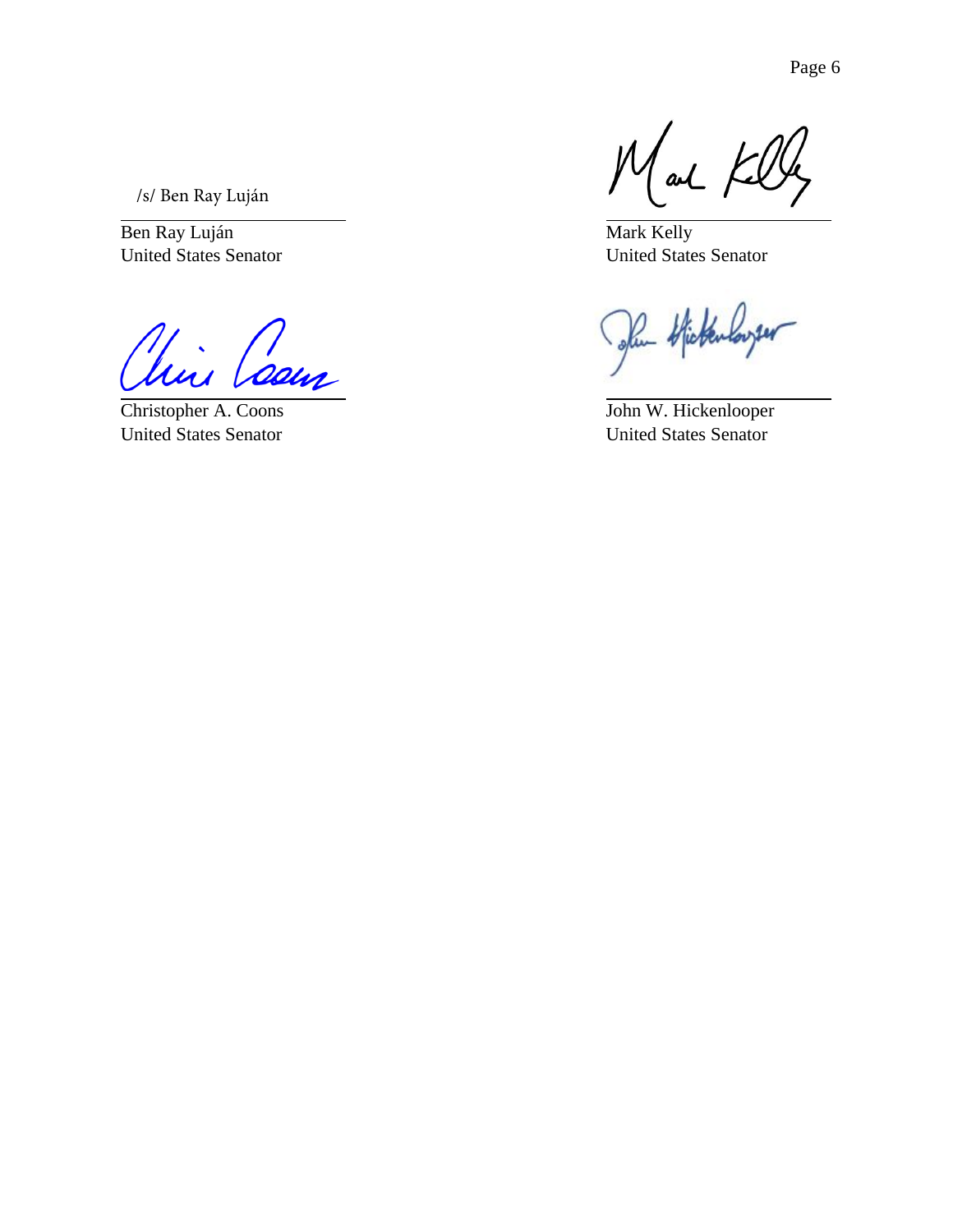/s/ Ben Ray Luján

Ben Ray Luján
United States Senator

Mark Kelly
United States Senator

Christopher A. Coons
United States Senator

John W. Hickenlooper
United States Senator